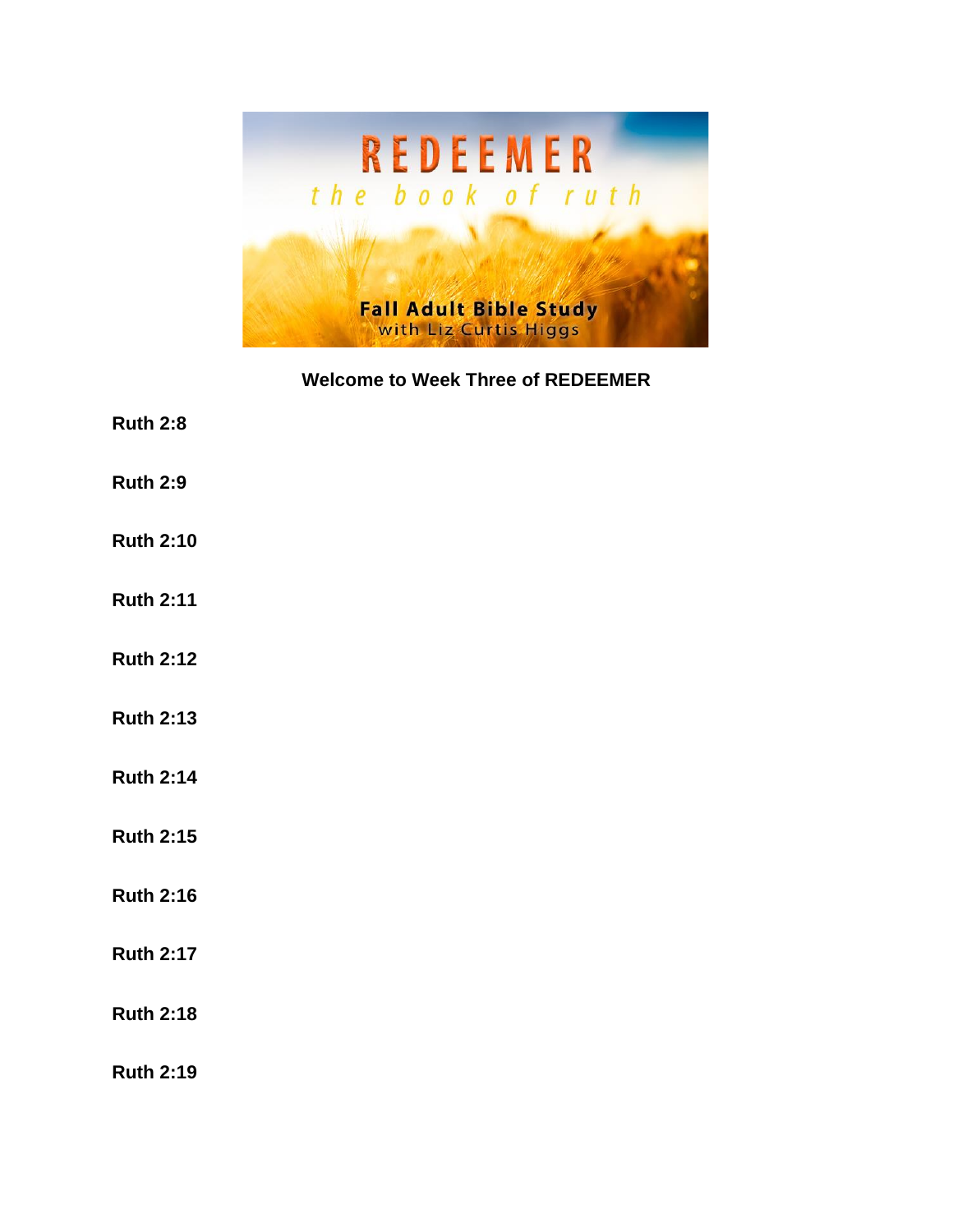REDEEMER

*the book of ruth*

Fall Adult Bible Study
with Liz Curtis Higgs

**Welcome to Week Three of REDEEMER**

**Ruth 2:8**

**Ruth 2:9**

**Ruth 2:10**

**Ruth 2:11**

**Ruth 2:12**

**Ruth 2:13**

**Ruth 2:14**

**Ruth 2:15**

**Ruth 2:16**

**Ruth 2:17**

**Ruth 2:18**

**Ruth 2:19**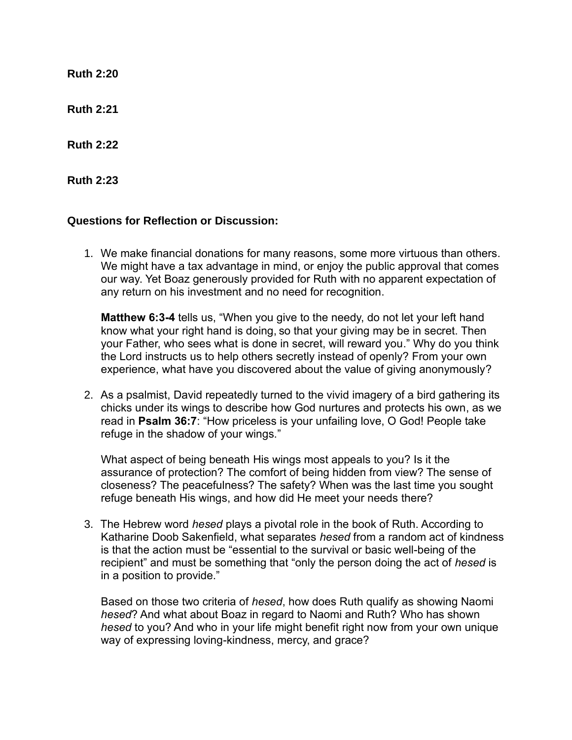**Ruth 2:20**

**Ruth 2:21**

**Ruth 2:22**

**Ruth 2:23**

**Questions for Reflection or Discussion:**

1. We make financial donations for many reasons, some more virtuous than others. We might have a tax advantage in mind, or enjoy the public approval that comes our way. Yet Boaz generously provided for Ruth with no apparent expectation of any return on his investment and no need for recognition.

   **Matthew 6:3-4** tells us, "When you give to the needy, do not let your left hand know what your right hand is doing, so that your giving may be in secret. Then your Father, who sees what is done in secret, will reward you." Why do you think the Lord instructs us to help others secretly instead of openly? From your own experience, what have you discovered about the value of giving anonymously?

2. As a psalmist, David repeatedly turned to the vivid imagery of a bird gathering its chicks under its wings to describe how God nurtures and protects his own, as we read in **Psalm 36:7**: "How priceless is your unfailing love, O God! People take refuge in the shadow of your wings."

   What aspect of being beneath His wings most appeals to you? Is it the assurance of protection? The comfort of being hidden from view? The sense of closeness? The peacefulness? The safety? When was the last time you sought refuge beneath His wings, and how did He meet your needs there?

3. The Hebrew word *hesed* plays a pivotal role in the book of Ruth. According to Katharine Doob Sakenfield, what separates *hesed* from a random act of kindness is that the action must be "essential to the survival or basic well-being of the recipient" and must be something that "only the person doing the act of *hesed* is in a position to provide."

   Based on those two criteria of *hesed*, how does Ruth qualify as showing Naomi *hesed*? And what about Boaz in regard to Naomi and Ruth? Who has shown *hesed* to you? And who in your life might benefit right now from your own unique way of expressing loving-kindness, mercy, and grace?